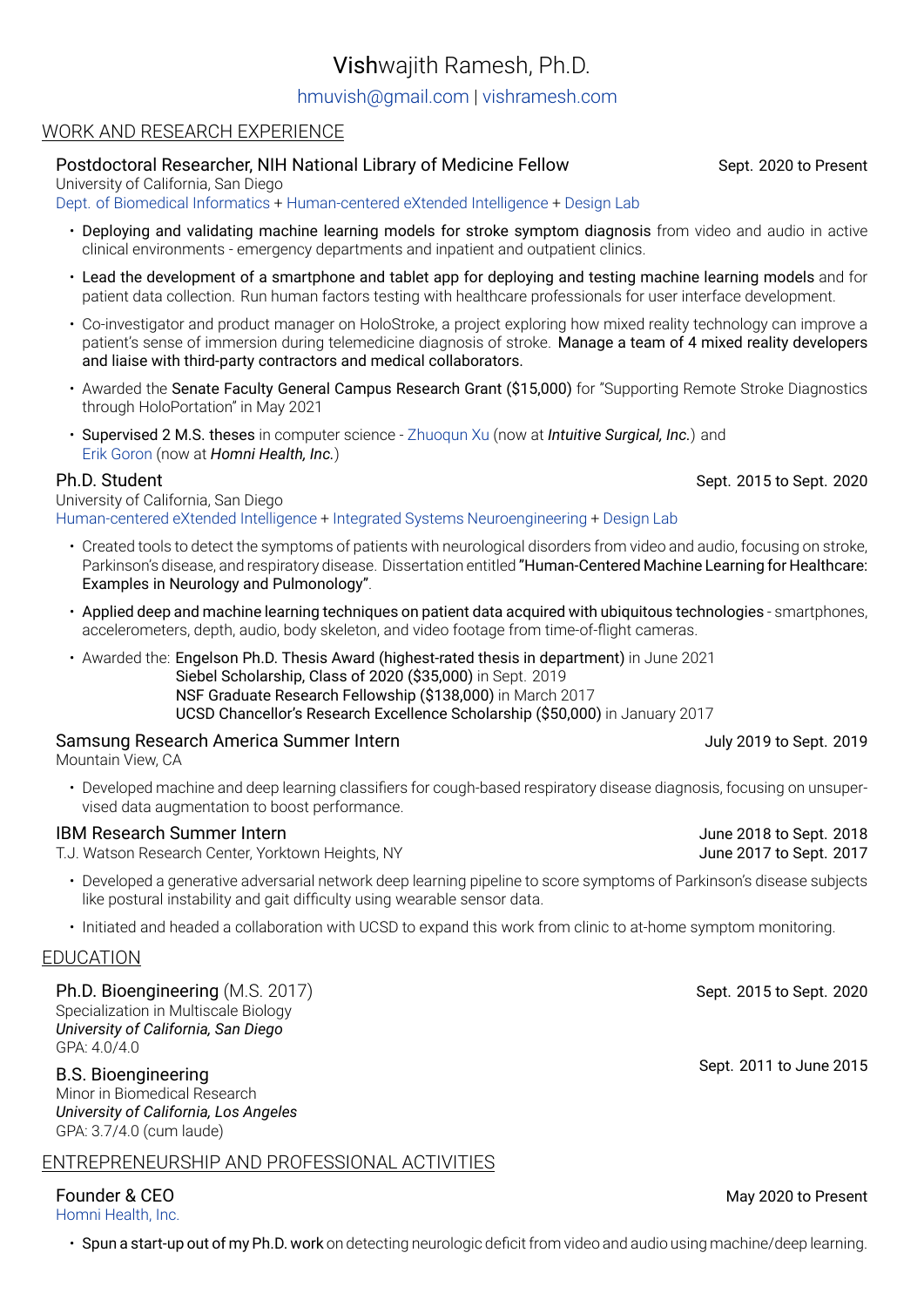# **Vish**wajith Ramesh, Ph.D.

hmuvish@gmail.com | vishramesh.com

## WORK AND RESEARCH EXPERIENCE

### Postdoctoral Researcher, NIH National Library of Medicine Fellow — Sept. 2020 to Present

University of California, San Diego
Dept. of Biomedical Informatics + Human-centered eXtended Intelligence + Design Lab

- Deploying and validating machine learning models for stroke symptom diagnosis from video and audio in active clinical environments - emergency departments and inpatient and outpatient clinics.
- Lead the development of a smartphone and tablet app for deploying and testing machine learning models and for patient data collection. Run human factors testing with healthcare professionals for user interface development.
- Co-investigator and product manager on HoloStroke, a project exploring how mixed reality technology can improve a patient's sense of immersion during telemedicine diagnosis of stroke. Manage a team of 4 mixed reality developers and liaise with third-party contractors and medical collaborators.
- Awarded the Senate Faculty General Campus Research Grant ($15,000) for "Supporting Remote Stroke Diagnostics through HoloPortation" in May 2021
- Supervised 2 M.S. theses in computer science - Zhuoqun Xu (now at *Intuitive Surgical, Inc.*) and Erik Goron (now at *Homni Health, Inc.*)

### Ph.D. Student — Sept. 2015 to Sept. 2020

University of California, San Diego
Human-centered eXtended Intelligence + Integrated Systems Neuroengineering + Design Lab

- Created tools to detect the symptoms of patients with neurological disorders from video and audio, focusing on stroke, Parkinson's disease, and respiratory disease. Dissertation entitled "Human-Centered Machine Learning for Healthcare: Examples in Neurology and Pulmonology".
- Applied deep and machine learning techniques on patient data acquired with ubiquitous technologies - smartphones, accelerometers, depth, audio, body skeleton, and video footage from time-of-flight cameras.
- Awarded the: Engelson Ph.D. Thesis Award (highest-rated thesis in department) in June 2021
  Siebel Scholarship, Class of 2020 ($35,000) in Sept. 2019
  NSF Graduate Research Fellowship ($138,000) in March 2017
  UCSD Chancellor's Research Excellence Scholarship ($50,000) in January 2017

### Samsung Research America Summer Intern — July 2019 to Sept. 2019

Mountain View, CA

- Developed machine and deep learning classifiers for cough-based respiratory disease diagnosis, focusing on unsupervised data augmentation to boost performance.

### IBM Research Summer Intern — June 2018 to Sept. 2018; June 2017 to Sept. 2017

T.J. Watson Research Center, Yorktown Heights, NY

- Developed a generative adversarial network deep learning pipeline to score symptoms of Parkinson's disease subjects like postural instability and gait difficulty using wearable sensor data.
- Initiated and headed a collaboration with UCSD to expand this work from clinic to at-home symptom monitoring.

## EDUCATION

### Ph.D. Bioengineering (M.S. 2017) — Sept. 2015 to Sept. 2020

Specialization in Multiscale Biology
*University of California, San Diego*
GPA: 4.0/4.0

### B.S. Bioengineering — Sept. 2011 to June 2015

Minor in Biomedical Research
*University of California, Los Angeles*
GPA: 3.7/4.0 (cum laude)

## ENTREPRENEURSHIP AND PROFESSIONAL ACTIVITIES

### Founder & CEO — May 2020 to Present

Homni Health, Inc.

- Spun a start-up out of my Ph.D. work on detecting neurologic deficit from video and audio using machine/deep learning.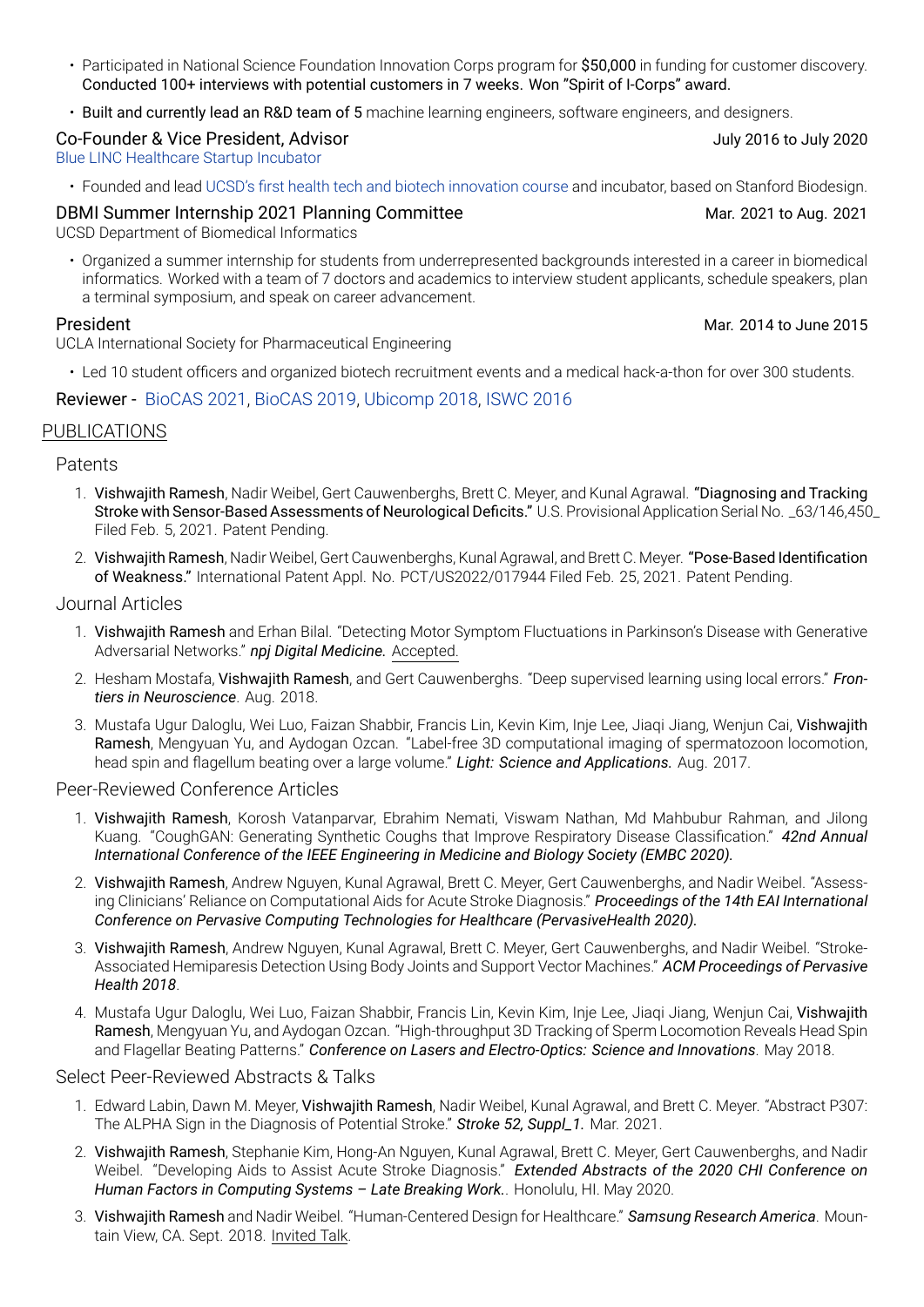- Participated in National Science Foundation Innovation Corps program for **$50,000** in funding for customer discovery. **Conducted 100+ interviews with potential customers in 7 weeks. Won "Spirit of I-Corps" award.**
- **Built and currently lead an R&D team of 5** machine learning engineers, software engineers, and designers.

### Co-Founder & Vice President, Advisor — July 2016 to July 2020

Blue LINC Healthcare Startup Incubator

- Founded and lead UCSD's first health tech and biotech innovation course and incubator, based on Stanford Biodesign.

### DBMI Summer Internship 2021 Planning Committee — Mar. 2021 to Aug. 2021

UCSD Department of Biomedical Informatics

- Organized a summer internship for students from underrepresented backgrounds interested in a career in biomedical informatics. Worked with a team of 7 doctors and academics to interview student applicants, schedule speakers, plan a terminal symposium, and speak on career advancement.

### President — Mar. 2014 to June 2015

UCLA International Society for Pharmaceutical Engineering

- Led 10 student officers and organized biotech recruitment events and a medical hack-a-thon for over 300 students.

### Reviewer - BioCAS 2021, BioCAS 2019, Ubicomp 2018, ISWC 2016

## PUBLICATIONS

### Patents

1. **Vishwajith Ramesh**, Nadir Weibel, Gert Cauwenberghs, Brett C. Meyer, and Kunal Agrawal. **"Diagnosing and Tracking Stroke with Sensor-Based Assessments of Neurological Deficits."** U.S. Provisional Application Serial No. _63/146,450_ Filed Feb. 5, 2021. Patent Pending.
2. **Vishwajith Ramesh**, Nadir Weibel, Gert Cauwenberghs, Kunal Agrawal, and Brett C. Meyer. **"Pose-Based Identification of Weakness."** International Patent Appl. No. PCT/US2022/017944 Filed Feb. 25, 2021. Patent Pending.

### Journal Articles

1. **Vishwajith Ramesh** and Erhan Bilal. "Detecting Motor Symptom Fluctuations in Parkinson's Disease with Generative Adversarial Networks." ***npj Digital Medicine.*** Accepted.
2. Hesham Mostafa, **Vishwajith Ramesh**, and Gert Cauwenberghs. "Deep supervised learning using local errors." ***Frontiers in Neuroscience***. Aug. 2018.
3. Mustafa Ugur Daloglu, Wei Luo, Faizan Shabbir, Francis Lin, Kevin Kim, Inje Lee, Jiaqi Jiang, Wenjun Cai, **Vishwajith Ramesh**, Mengyuan Yu, and Aydogan Ozcan. "Label-free 3D computational imaging of spermatozoon locomotion, head spin and flagellum beating over a large volume." ***Light: Science and Applications.*** Aug. 2017.

### Peer-Reviewed Conference Articles

1. **Vishwajith Ramesh**, Korosh Vatanparvar, Ebrahim Nemati, Viswam Nathan, Md Mahbubur Rahman, and Jilong Kuang. "CoughGAN: Generating Synthetic Coughs that Improve Respiratory Disease Classification." ***42nd Annual International Conference of the IEEE Engineering in Medicine and Biology Society (EMBC 2020).***
2. **Vishwajith Ramesh**, Andrew Nguyen, Kunal Agrawal, Brett C. Meyer, Gert Cauwenberghs, and Nadir Weibel. "Assessing Clinicians' Reliance on Computational Aids for Acute Stroke Diagnosis." ***Proceedings of the 14th EAI International Conference on Pervasive Computing Technologies for Healthcare (PervasiveHealth 2020).***
3. **Vishwajith Ramesh**, Andrew Nguyen, Kunal Agrawal, Brett C. Meyer, Gert Cauwenberghs, and Nadir Weibel. "Stroke-Associated Hemiparesis Detection Using Body Joints and Support Vector Machines." ***ACM Proceedings of Pervasive Health 2018***.
4. Mustafa Ugur Daloglu, Wei Luo, Faizan Shabbir, Francis Lin, Kevin Kim, Inje Lee, Jiaqi Jiang, Wenjun Cai, **Vishwajith Ramesh**, Mengyuan Yu, and Aydogan Ozcan. "High-throughput 3D Tracking of Sperm Locomotion Reveals Head Spin and Flagellar Beating Patterns." ***Conference on Lasers and Electro-Optics: Science and Innovations***. May 2018.

### Select Peer-Reviewed Abstracts & Talks

1. Edward Labin, Dawn M. Meyer, **Vishwajith Ramesh**, Nadir Weibel, Kunal Agrawal, and Brett C. Meyer. "Abstract P307: The ALPHA Sign in the Diagnosis of Potential Stroke." ***Stroke 52, Suppl_1.*** Mar. 2021.
2. **Vishwajith Ramesh**, Stephanie Kim, Hong-An Nguyen, Kunal Agrawal, Brett C. Meyer, Gert Cauwenberghs, and Nadir Weibel. "Developing Aids to Assist Acute Stroke Diagnosis." ***Extended Abstracts of the 2020 CHI Conference on Human Factors in Computing Systems – Late Breaking Work.***. Honolulu, HI. May 2020.
3. **Vishwajith Ramesh** and Nadir Weibel. "Human-Centered Design for Healthcare." ***Samsung Research America***. Mountain View, CA. Sept. 2018. Invited Talk.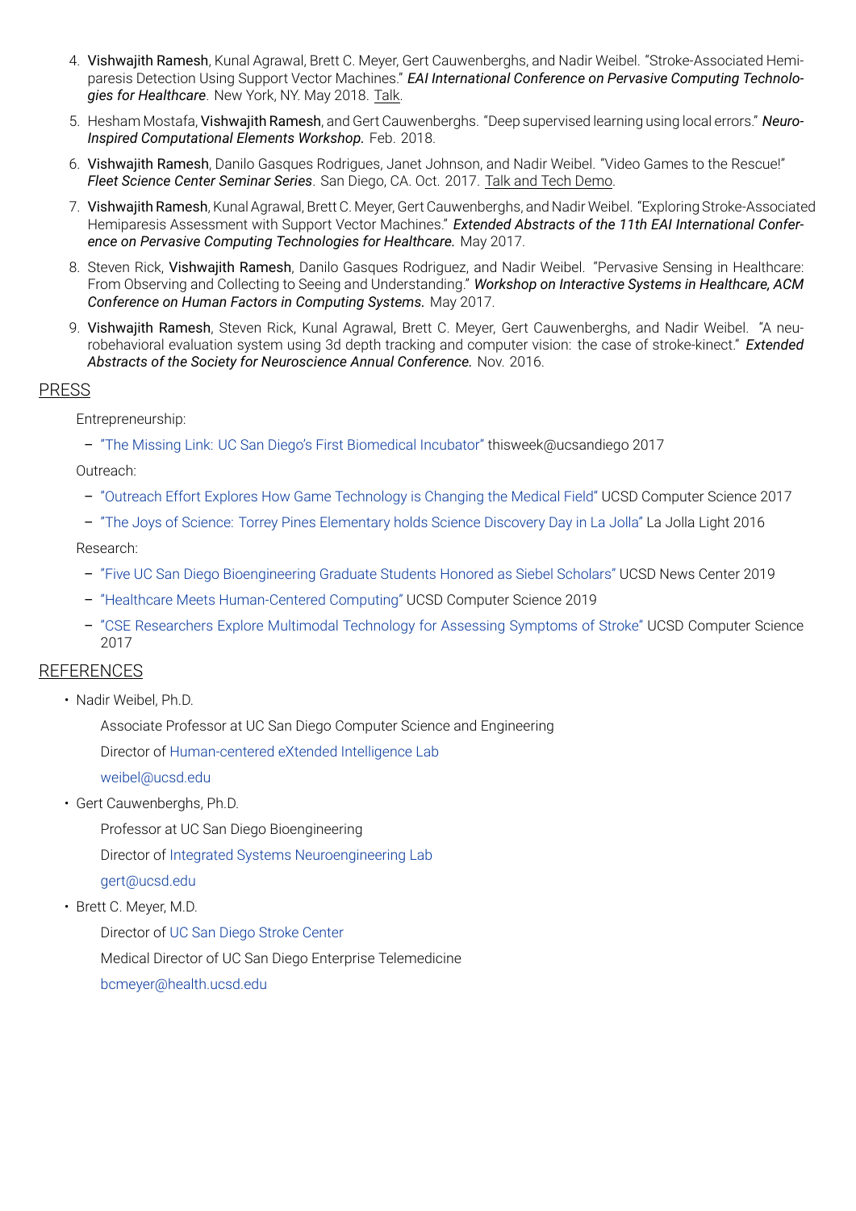4. **Vishwajith Ramesh**, Kunal Agrawal, Brett C. Meyer, Gert Cauwenberghs, and Nadir Weibel. "Stroke-Associated Hemiparesis Detection Using Support Vector Machines." ***EAI International Conference on Pervasive Computing Technologies for Healthcare***. New York, NY. May 2018. Talk.

5. Hesham Mostafa, **Vishwajith Ramesh**, and Gert Cauwenberghs. "Deep supervised learning using local errors." ***Neuro-Inspired Computational Elements Workshop.*** Feb. 2018.

6. **Vishwajith Ramesh**, Danilo Gasques Rodrigues, Janet Johnson, and Nadir Weibel. "Video Games to the Rescue!" ***Fleet Science Center Seminar Series***. San Diego, CA. Oct. 2017. Talk and Tech Demo.

7. **Vishwajith Ramesh**, Kunal Agrawal, Brett C. Meyer, Gert Cauwenberghs, and Nadir Weibel. "Exploring Stroke-Associated Hemiparesis Assessment with Support Vector Machines." ***Extended Abstracts of the 11th EAI International Conference on Pervasive Computing Technologies for Healthcare.*** May 2017.

8. Steven Rick, **Vishwajith Ramesh**, Danilo Gasques Rodriguez, and Nadir Weibel. "Pervasive Sensing in Healthcare: From Observing and Collecting to Seeing and Understanding." ***Workshop on Interactive Systems in Healthcare, ACM Conference on Human Factors in Computing Systems.*** May 2017.

9. **Vishwajith Ramesh**, Steven Rick, Kunal Agrawal, Brett C. Meyer, Gert Cauwenberghs, and Nadir Weibel. "A neurobehavioral evaluation system using 3d depth tracking and computer vision: the case of stroke-kinect." ***Extended Abstracts of the Society for Neuroscience Annual Conference.*** Nov. 2016.

## PRESS

Entrepreneurship:

- "The Missing Link: UC San Diego's First Biomedical Incubator" thisweek@ucsandiego 2017

Outreach:

- "Outreach Effort Explores How Game Technology is Changing the Medical Field" UCSD Computer Science 2017
- "The Joys of Science: Torrey Pines Elementary holds Science Discovery Day in La Jolla" La Jolla Light 2016

Research:

- "Five UC San Diego Bioengineering Graduate Students Honored as Siebel Scholars" UCSD News Center 2019
- "Healthcare Meets Human-Centered Computing" UCSD Computer Science 2019
- "CSE Researchers Explore Multimodal Technology for Assessing Symptoms of Stroke" UCSD Computer Science 2017

## REFERENCES

- Nadir Weibel, Ph.D.

  Associate Professor at UC San Diego Computer Science and Engineering

  Director of Human-centered eXtended Intelligence Lab

  weibel@ucsd.edu

- Gert Cauwenberghs, Ph.D.

  Professor at UC San Diego Bioengineering

  Director of Integrated Systems Neuroengineering Lab

  gert@ucsd.edu

- Brett C. Meyer, M.D.

  Director of UC San Diego Stroke Center

  Medical Director of UC San Diego Enterprise Telemedicine

  bcmeyer@health.ucsd.edu